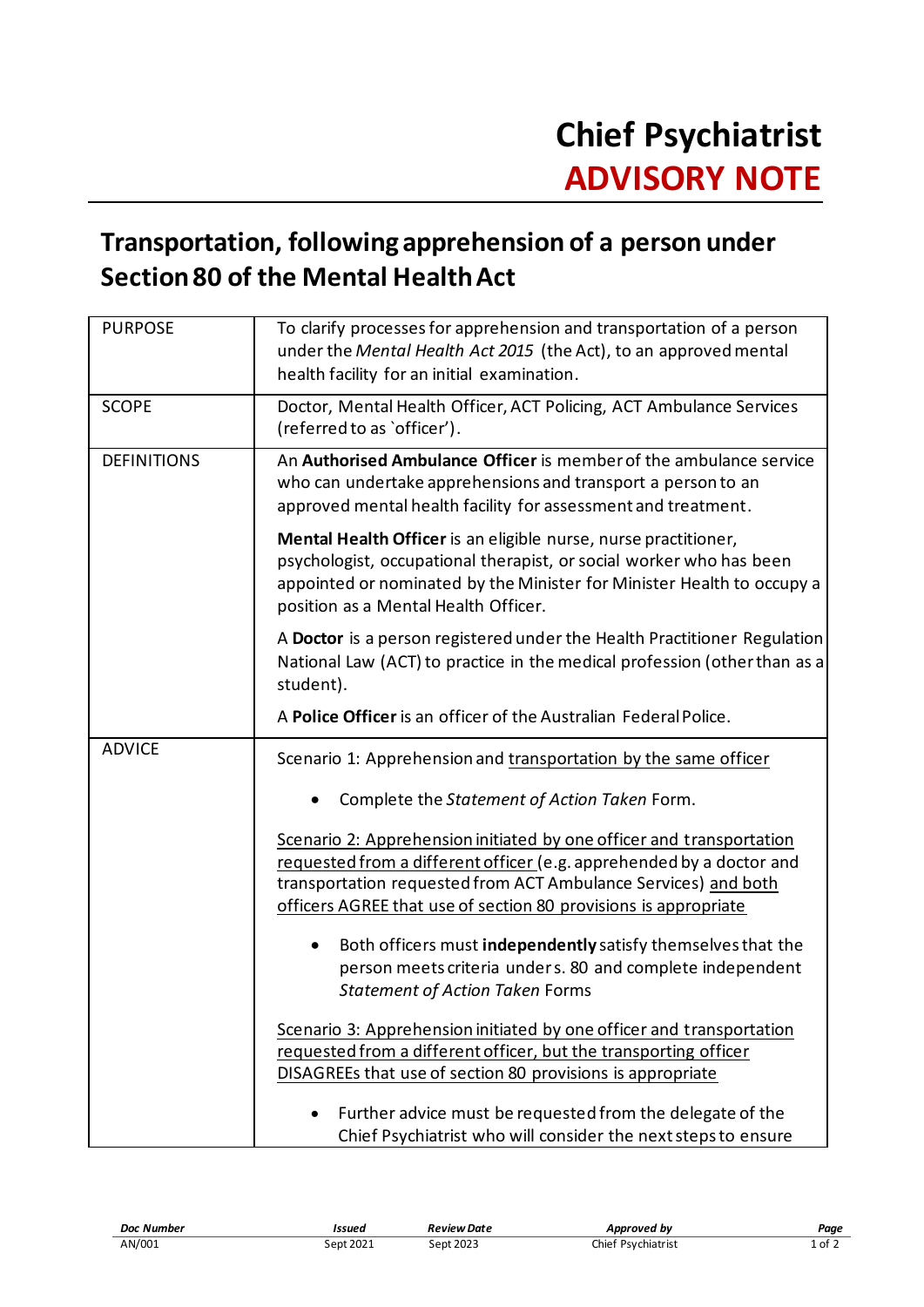# Chief Psychiatrist ADVISORY NOTE

## Transportation, following apprehension of a person under Section 80 of the Mental Health Act

| | |
|---|---|
| PURPOSE | To clarify processes for apprehension and transportation of a person under the *Mental Health Act 2015* (the Act), to an approved mental health facility for an initial examination. |
| SCOPE | Doctor, Mental Health Officer, ACT Policing, ACT Ambulance Services (referred to as 'officer'). |
| DEFINITIONS | An **Authorised Ambulance Officer** is member of the ambulance service who can undertake apprehensions and transport a person to an approved mental health facility for assessment and treatment.<br><br>**Mental Health Officer** is an eligible nurse, nurse practitioner, psychologist, occupational therapist, or social worker who has been appointed or nominated by the Minister for Minister Health to occupy a position as a Mental Health Officer.<br><br>A **Doctor** is a person registered under the Health Practitioner Regulation National Law (ACT) to practice in the medical profession (other than as a student).<br><br>A **Police Officer** is an officer of the Australian Federal Police. |
| ADVICE | Scenario 1: Apprehension and <u>transportation by the same officer</u><br><br>• Complete the *Statement of Action Taken* Form.<br><br><u>Scenario 2: Apprehension initiated by one officer and transportation requested from a different officer</u> (e.g. apprehended by a doctor and transportation requested from ACT Ambulance Services) <u>and both officers AGREE that use of section 80 provisions is appropriate</u><br><br>• Both officers must **independently** satisfy themselves that the person meets criteria under s. 80 and complete independent *Statement of Action Taken* Forms<br><br><u>Scenario 3: Apprehension initiated by one officer and transportation requested from a different officer, but the transporting officer DISAGREEs that use of section 80 provisions is appropriate</u><br><br>• Further advice must be requested from the delegate of the Chief Psychiatrist who will consider the next steps to ensure |

| Doc Number | Issued | Review Date | Approved by |
|---|---|---|---|
| AN/001 | Sept 2021 | Sept 2023 | Chief Psychiatrist |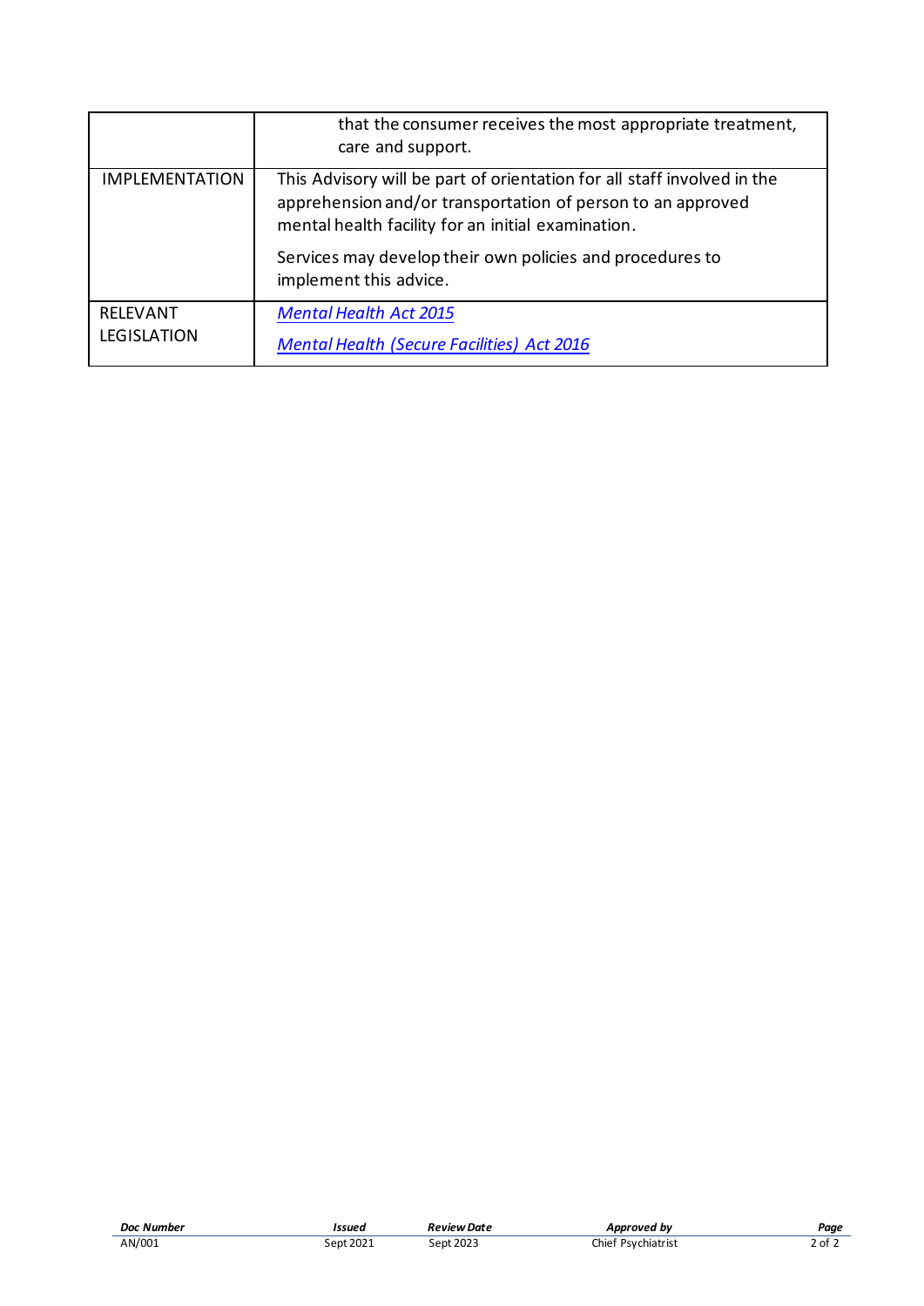| | |
|---|---|
| | that the consumer receives the most appropriate treatment, care and support. |
| IMPLEMENTATION | This Advisory will be part of orientation for all staff involved in the apprehension and/or transportation of person to an approved mental health facility for an initial examination.<br><br>Services may develop their own policies and procedures to implement this advice. |
| RELEVANT LEGISLATION | *Mental Health Act 2015*<br><br>*Mental Health (Secure Facilities) Act 2016* |